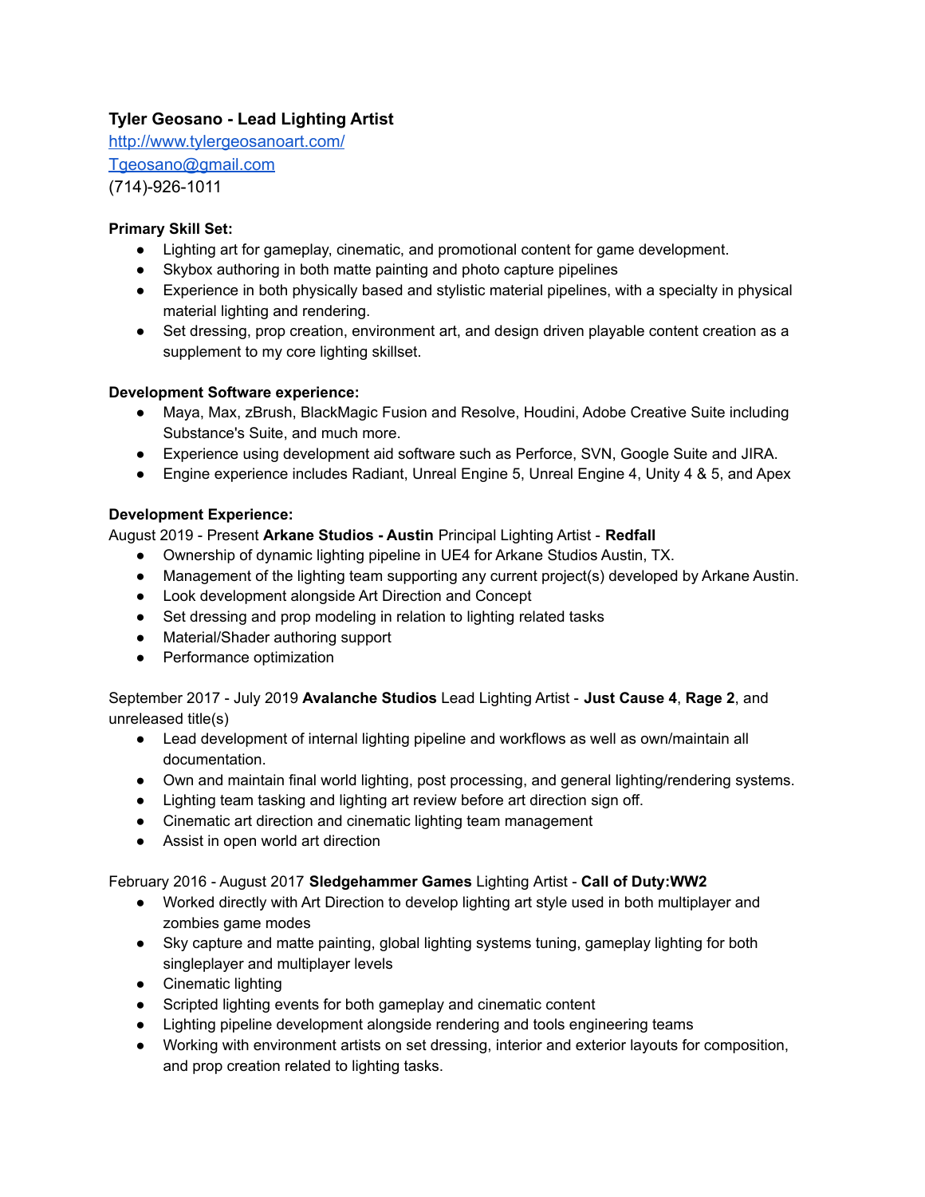**Tyler Geosano - Lead Lighting Artist**

[http://www.tylergeosanoart.com/](http://www.tylergeosanoart.com/)

[Tgeosano@gmail.com](mailto:Tgeosano@gmail.com)

(714)-926-1011

**Primary Skill Set:**

- Lighting art for gameplay, cinematic, and promotional content for game development.
- Skybox authoring in both matte painting and photo capture pipelines
- Experience in both physically based and stylistic material pipelines, with a specialty in physical material lighting and rendering.
- Set dressing, prop creation, environment art, and design driven playable content creation as a supplement to my core lighting skillset.

**Development Software experience:**

- Maya, Max, zBrush, BlackMagic Fusion and Resolve, Houdini, Adobe Creative Suite including Substance's Suite, and much more.
- Experience using development aid software such as Perforce, SVN, Google Suite and JIRA.
- Engine experience includes Radiant, Unreal Engine 5, Unreal Engine 4, Unity 4 & 5, and Apex

**Development Experience:**

August 2019 - Present **Arkane Studios - Austin** Principal Lighting Artist - **Redfall**

- Ownership of dynamic lighting pipeline in UE4 for Arkane Studios Austin, TX.
- Management of the lighting team supporting any current project(s) developed by Arkane Austin.
- Look development alongside Art Direction and Concept
- Set dressing and prop modeling in relation to lighting related tasks
- Material/Shader authoring support
- Performance optimization

September 2017 - July 2019 **Avalanche Studios** Lead Lighting Artist - **Just Cause 4**, **Rage 2**, and unreleased title(s)

- Lead development of internal lighting pipeline and workflows as well as own/maintain all documentation.
- Own and maintain final world lighting, post processing, and general lighting/rendering systems.
- Lighting team tasking and lighting art review before art direction sign off.
- Cinematic art direction and cinematic lighting team management
- Assist in open world art direction

February 2016 - August 2017 **Sledgehammer Games** Lighting Artist - **Call of Duty:WW2**

- Worked directly with Art Direction to develop lighting art style used in both multiplayer and zombies game modes
- Sky capture and matte painting, global lighting systems tuning, gameplay lighting for both singleplayer and multiplayer levels
- Cinematic lighting
- Scripted lighting events for both gameplay and cinematic content
- Lighting pipeline development alongside rendering and tools engineering teams
- Working with environment artists on set dressing, interior and exterior layouts for composition, and prop creation related to lighting tasks.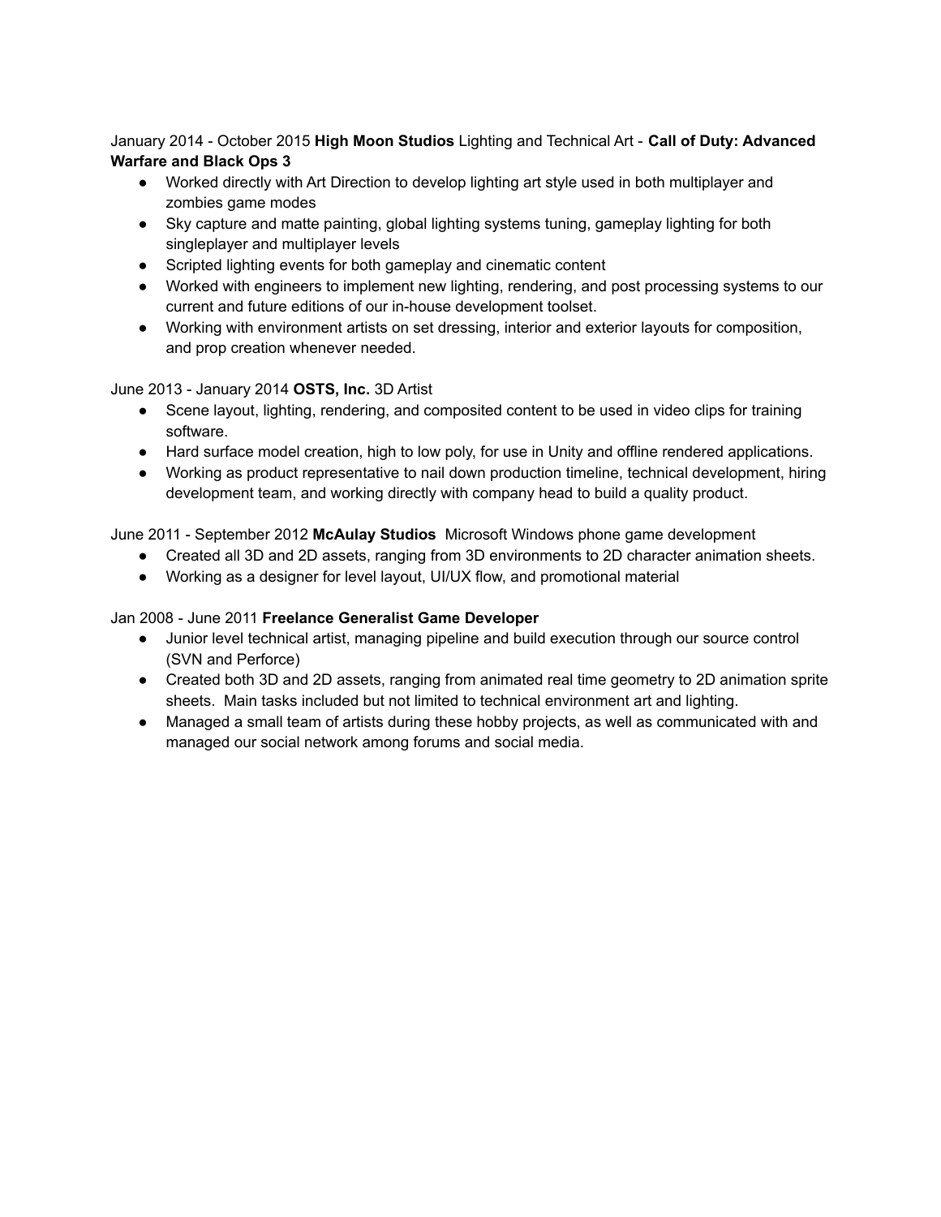January 2014 - October 2015 **High Moon Studios** Lighting and Technical Art - **Call of Duty: Advanced Warfare and Black Ops 3**

- Worked directly with Art Direction to develop lighting art style used in both multiplayer and zombies game modes
- Sky capture and matte painting, global lighting systems tuning, gameplay lighting for both singleplayer and multiplayer levels
- Scripted lighting events for both gameplay and cinematic content
- Worked with engineers to implement new lighting, rendering, and post processing systems to our current and future editions of our in-house development toolset.
- Working with environment artists on set dressing, interior and exterior layouts for composition, and prop creation whenever needed.

June 2013 - January 2014 **OSTS, Inc.** 3D Artist

- Scene layout, lighting, rendering, and composited content to be used in video clips for training software.
- Hard surface model creation, high to low poly, for use in Unity and offline rendered applications.
- Working as product representative to nail down production timeline, technical development, hiring development team, and working directly with company head to build a quality product.

June 2011 - September 2012 **McAulay Studios** Microsoft Windows phone game development

- Created all 3D and 2D assets, ranging from 3D environments to 2D character animation sheets.
- Working as a designer for level layout, UI/UX flow, and promotional material

Jan 2008 - June 2011 **Freelance Generalist Game Developer**

- Junior level technical artist, managing pipeline and build execution through our source control (SVN and Perforce)
- Created both 3D and 2D assets, ranging from animated real time geometry to 2D animation sprite sheets. Main tasks included but not limited to technical environment art and lighting.
- Managed a small team of artists during these hobby projects, as well as communicated with and managed our social network among forums and social media.